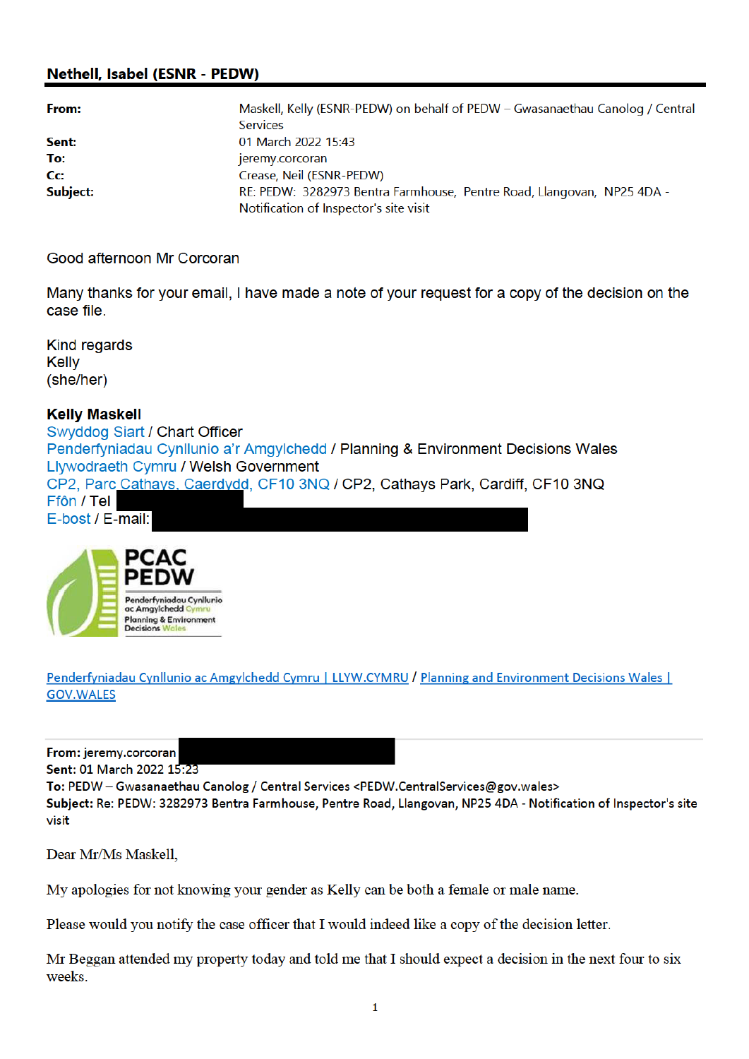**Nethell, Isabel (ESNR - PEDW)**

| | |
|---|---|
| **From:** | Maskell, Kelly (ESNR-PEDW) on behalf of PEDW – Gwasanaethau Canolog / Central Services |
| **Sent:** | 01 March 2022 15:43 |
| **To:** | jeremy.corcoran |
| **Cc:** | Crease, Neil (ESNR-PEDW) |
| **Subject:** | RE: PEDW: 3282973 Bentra Farmhouse, Pentre Road, Llangovan, NP25 4DA - Notification of Inspector's site visit |

Good afternoon Mr Corcoran

Many thanks for your email, I have made a note of your request for a copy of the decision on the case file.

Kind regards
Kelly
(she/her)

**Kelly Maskell**
Swyddog Siart / Chart Officer
Penderfyniadau Cynllunio a'r Amgylchedd / Planning & Environment Decisions Wales
Llywodraeth Cymru / Welsh Government
CP2, Parc Cathays, Caerdydd, CF10 3NQ / CP2, Cathays Park, Cardiff, CF10 3NQ
Ffôn / Tel
E-bost / E-mail:

PCAC
PEDW
Penderfyniadau Cynllunio ac Amgylchedd Cymru
Planning & Environment Decisions Wales

Penderfyniadau Cynllunio ac Amgylchedd Cymru | LLYW.CYMRU / Planning and Environment Decisions Wales | GOV.WALES

---

**From:** jeremy.corcoran
**Sent:** 01 March 2022 15:23
**To:** PEDW – Gwasanaethau Canolog / Central Services <PEDW.CentralServices@gov.wales>
**Subject:** Re: PEDW: 3282973 Bentra Farmhouse, Pentre Road, Llangovan, NP25 4DA - Notification of Inspector's site visit

Dear Mr/Ms Maskell,

My apologies for not knowing your gender as Kelly can be both a female or male name.

Please would you notify the case officer that I would indeed like a copy of the decision letter.

Mr Beggan attended my property today and told me that I should expect a decision in the next four to six weeks.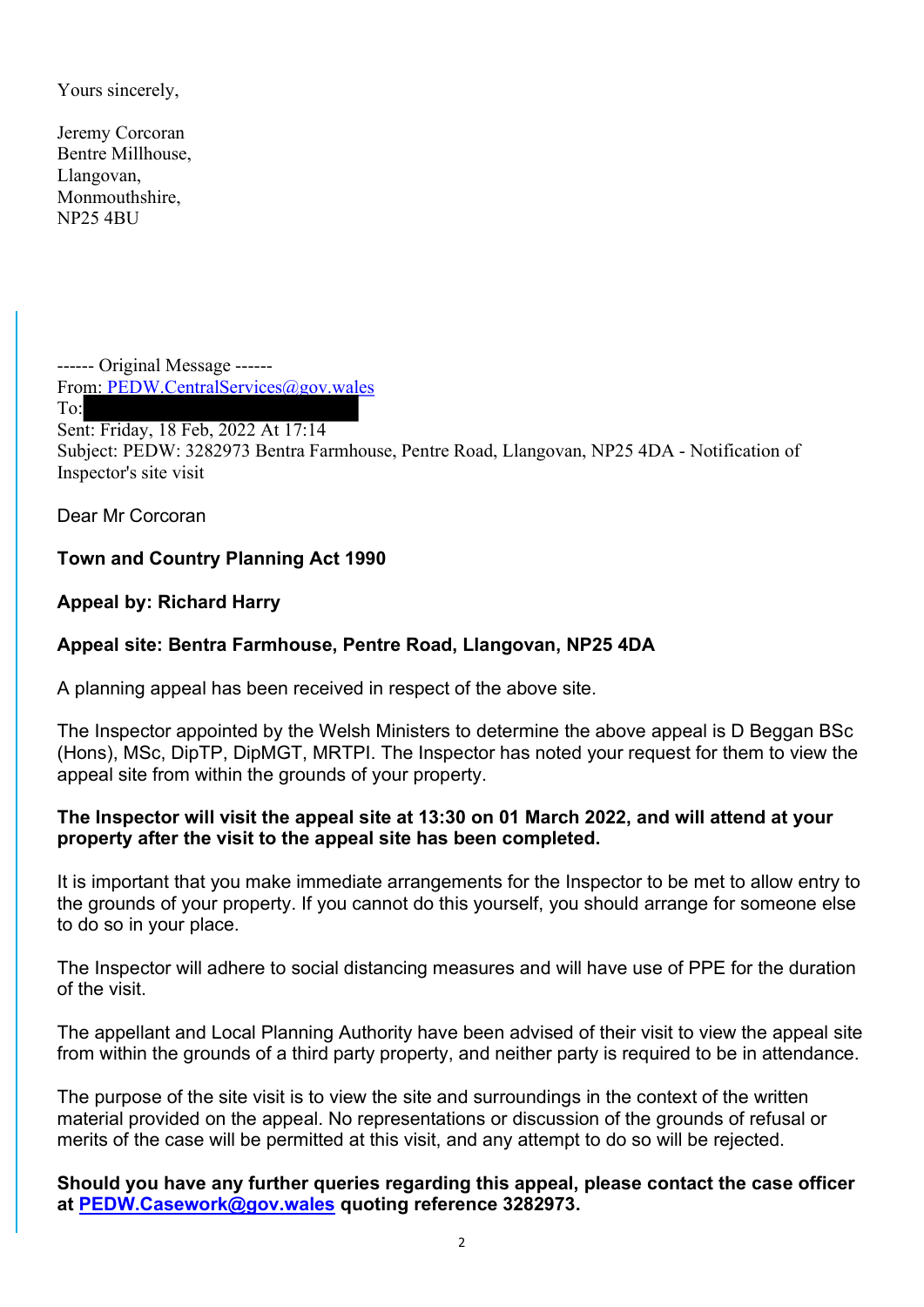Yours sincerely,

Jeremy Corcoran
Bentre Millhouse,
Llangovan,
Monmouthshire,
NP25 4BU

------ Original Message ------
From: PEDW.CentralServices@gov.wales
To:
Sent: Friday, 18 Feb, 2022 At 17:14
Subject: PEDW: 3282973 Bentra Farmhouse, Pentre Road, Llangovan, NP25 4DA - Notification of Inspector's site visit

Dear Mr Corcoran

**Town and Country Planning Act 1990**

**Appeal by: Richard Harry**

**Appeal site: Bentra Farmhouse, Pentre Road, Llangovan, NP25 4DA**

A planning appeal has been received in respect of the above site.

The Inspector appointed by the Welsh Ministers to determine the above appeal is D Beggan BSc (Hons), MSc, DipTP, DipMGT, MRTPI. The Inspector has noted your request for them to view the appeal site from within the grounds of your property.

**The Inspector will visit the appeal site at 13:30 on 01 March 2022, and will attend at your property after the visit to the appeal site has been completed.**

It is important that you make immediate arrangements for the Inspector to be met to allow entry to the grounds of your property. If you cannot do this yourself, you should arrange for someone else to do so in your place.

The Inspector will adhere to social distancing measures and will have use of PPE for the duration of the visit.

The appellant and Local Planning Authority have been advised of their visit to view the appeal site from within the grounds of a third party property, and neither party is required to be in attendance.

The purpose of the site visit is to view the site and surroundings in the context of the written material provided on the appeal. No representations or discussion of the grounds of refusal or merits of the case will be permitted at this visit, and any attempt to do so will be rejected.

**Should you have any further queries regarding this appeal, please contact the case officer at PEDW.Casework@gov.wales quoting reference 3282973.**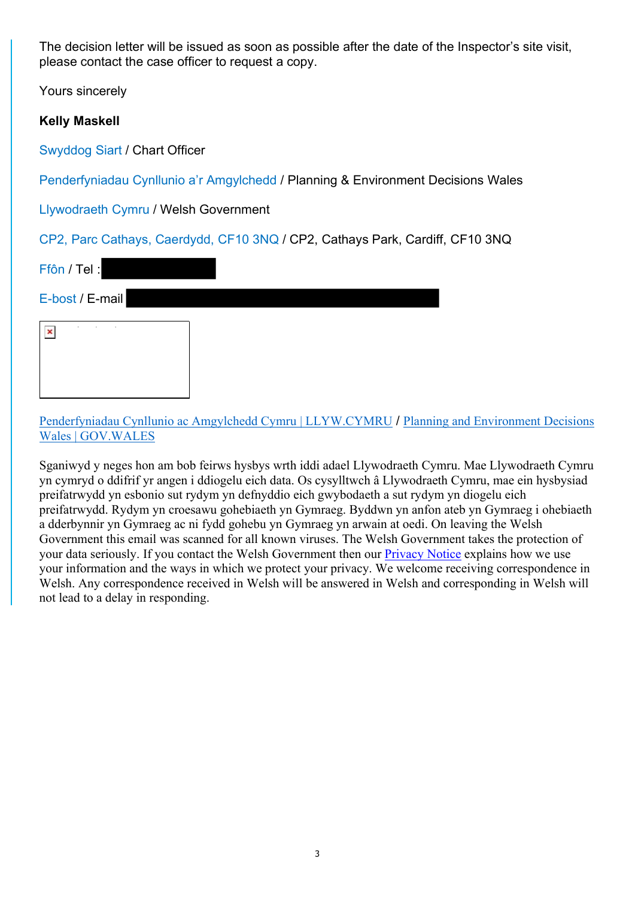The decision letter will be issued as soon as possible after the date of the Inspector's site visit, please contact the case officer to request a copy.

Yours sincerely

**Kelly Maskell**

Swyddog Siart / Chart Officer

Penderfyniadau Cynllunio a'r Amgylchedd / Planning & Environment Decisions Wales

Llywodraeth Cymru / Welsh Government

CP2, Parc Cathays, Caerdydd, CF10 3NQ / CP2, Cathays Park, Cardiff, CF10 3NQ

Ffôn / Tel :

E-bost / E-mail

Penderfyniadau Cynllunio ac Amgylchedd Cymru | LLYW.CYMRU / Planning and Environment Decisions Wales | GOV.WALES

Sganiwyd y neges hon am bob feirws hysbys wrth iddi adael Llywodraeth Cymru. Mae Llywodraeth Cymru yn cymryd o ddifrif yr angen i ddiogelu eich data. Os cysylltwch â Llywodraeth Cymru, mae ein hysbysiad preifatrwydd yn esbonio sut rydym yn defnyddio eich gwybodaeth a sut rydym yn diogelu eich preifatrwydd. Rydym yn croesawu gohebiaeth yn Gymraeg. Byddwn yn anfon ateb yn Gymraeg i ohebiaeth a dderbynnir yn Gymraeg ac ni fydd gohebu yn Gymraeg yn arwain at oedi. On leaving the Welsh Government this email was scanned for all known viruses. The Welsh Government takes the protection of your data seriously. If you contact the Welsh Government then our Privacy Notice explains how we use your information and the ways in which we protect your privacy. We welcome receiving correspondence in Welsh. Any correspondence received in Welsh will be answered in Welsh and corresponding in Welsh will not lead to a delay in responding.